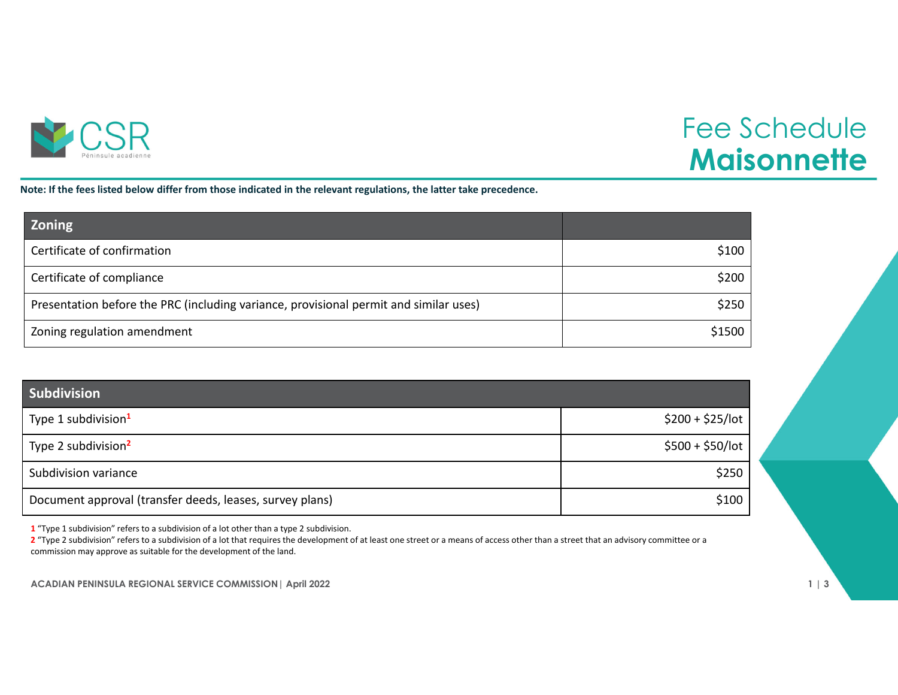# Fee Schedule **Maisonnette**

**Note: If the fees listed below differ from those indicated in the relevant regulations, the latter take precedence.**

| Zoning | |
|---|---|
| Certificate of confirmation | $100 |
| Certificate of compliance | $200 |
| Presentation before the PRC (including variance, provisional permit and similar uses) | $250 |
| Zoning regulation amendment | $1500 |

| Subdivision | |
|---|---|
| Type 1 subdivision[1] | $200 + $25/lot |
| Type 2 subdivision[2] | $500 + $50/lot |
| Subdivision variance | $250 |
| Document approval (transfer deeds, leases, survey plans) | $100 |

1 “Type 1 subdivision” refers to a subdivision of a lot other than a type 2 subdivision.

2 “Type 2 subdivision” refers to a subdivision of a lot that requires the development of at least one street or a means of access other than a street that an advisory committee or a commission may approve as suitable for the development of the land.

**ACADIAN PENINSULA REGIONAL SERVICE COMMISSION | April 2022**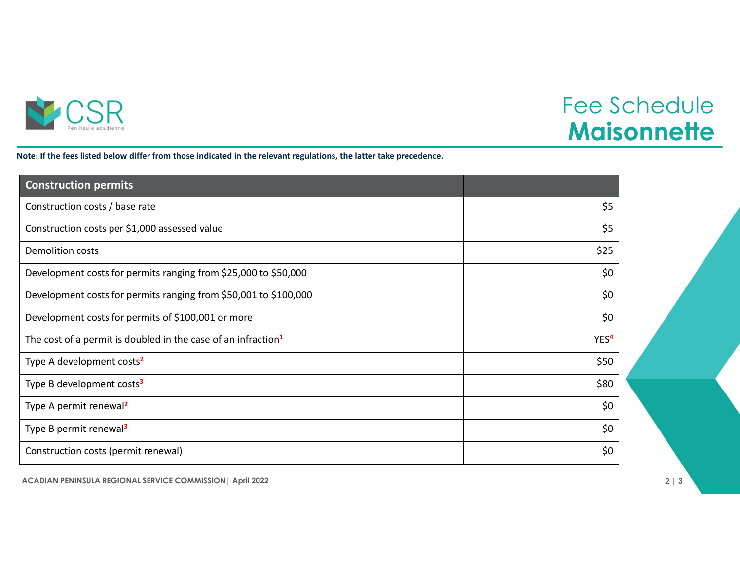# Fee Schedule **Maisonnette**

**Note: If the fees listed below differ from those indicated in the relevant regulations, the latter take precedence.**

| Construction permits | |
|---|---|
| Construction costs / base rate | $5 |
| Construction costs per $1,000 assessed value | $5 |
| Demolition costs | $25 |
| Development costs for permits ranging from $25,000 to $50,000 | $0 |
| Development costs for permits ranging from $50,001 to $100,000 | $0 |
| Development costs for permits of $100,001 or more | $0 |
| The cost of a permit is doubled in the case of an infraction[1] | YES[4] |
| Type A development costs[2] | $50 |
| Type B development costs[3] | $80 |
| Type A permit renewal[2] | $0 |
| Type B permit renewal[3] | $0 |
| Construction costs (permit renewal) | $0 |

ACADIAN PENINSULA REGIONAL SERVICE COMMISSION | April 2022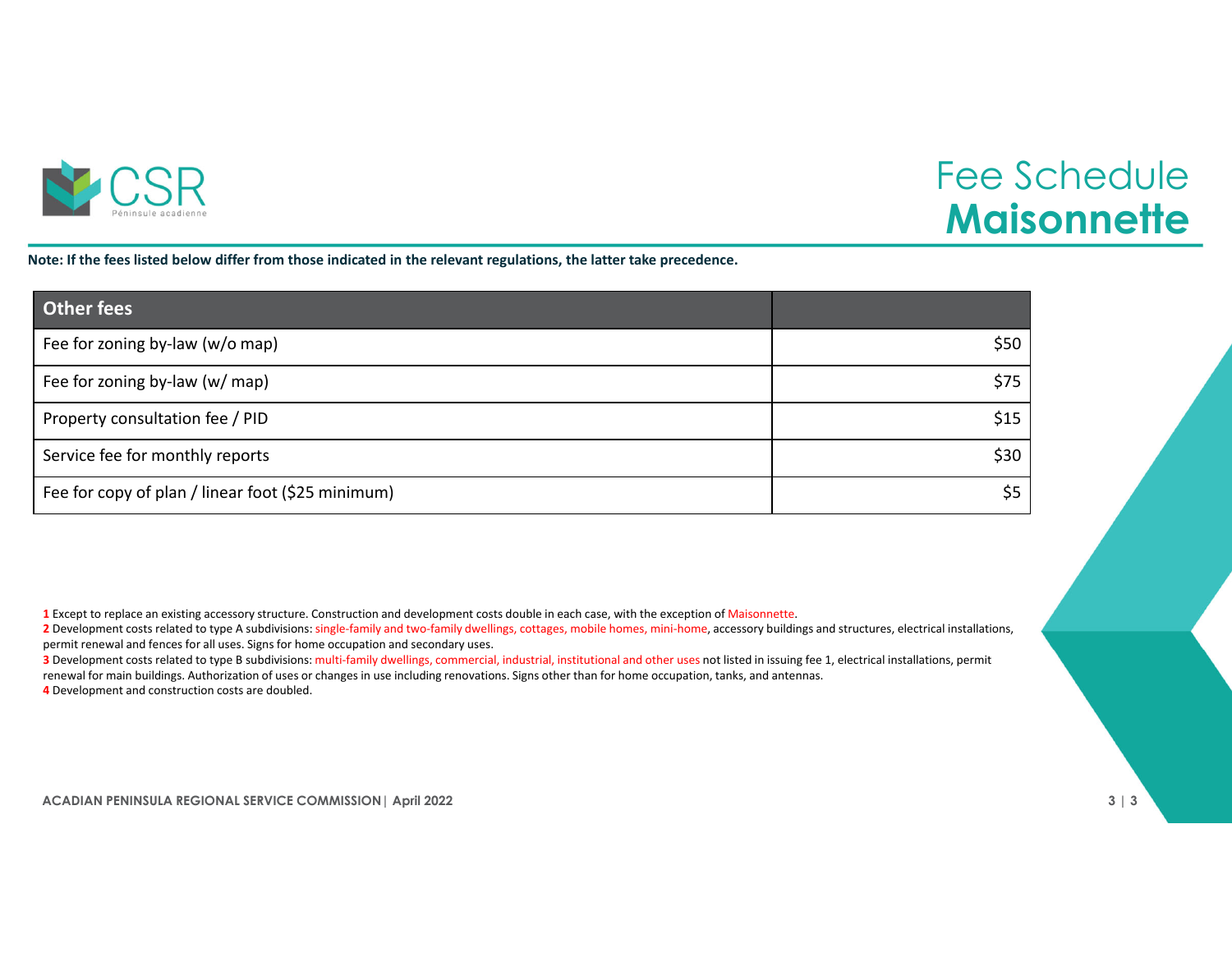# Fee Schedule **Maisonnette**

**Note: If the fees listed below differ from those indicated in the relevant regulations, the latter take precedence.**

| Other fees | |
|---|---|
| Fee for zoning by-law (w/o map) | $50 |
| Fee for zoning by-law (w/ map) | $75 |
| Property consultation fee / PID | $15 |
| Service fee for monthly reports | $30 |
| Fee for copy of plan / linear foot ($25 minimum) | $5 |

1 Except to replace an existing accessory structure. Construction and development costs double in each case, with the exception of Maisonnette.
2 Development costs related to type A subdivisions: single-family and two-family dwellings, cottages, mobile homes, mini-home, accessory buildings and structures, electrical installations, permit renewal and fences for all uses. Signs for home occupation and secondary uses.
3 Development costs related to type B subdivisions: multi-family dwellings, commercial, industrial, institutional and other uses not listed in issuing fee 1, electrical installations, permit renewal for main buildings. Authorization of uses or changes in use including renovations. Signs other than for home occupation, tanks, and antennas.
4 Development and construction costs are doubled.